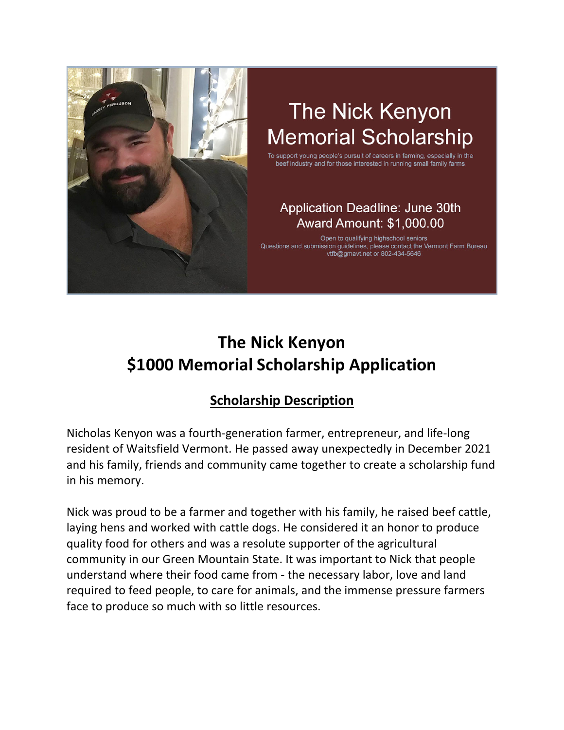The Nick Kenyon Memorial Scholarship

To support young people's pursuit of careers in farming, especially in the beef industry and for those interested in running small family farms

Application Deadline: June 30th
Award Amount: $1,000.00

Open to qualifying highschool seniors
Questions and submission guidelines, please contact the Vermont Farm Bureau vtfb@gmavt.net or 802-434-5646

# The Nick Kenyon $1000 Memorial Scholarship Application

## Scholarship Description

Nicholas Kenyon was a fourth-generation farmer, entrepreneur, and life-long resident of Waitsfield Vermont. He passed away unexpectedly in December 2021 and his family, friends and community came together to create a scholarship fund in his memory.

Nick was proud to be a farmer and together with his family, he raised beef cattle, laying hens and worked with cattle dogs. He considered it an honor to produce quality food for others and was a resolute supporter of the agricultural community in our Green Mountain State. It was important to Nick that people understand where their food came from - the necessary labor, love and land required to feed people, to care for animals, and the immense pressure farmers face to produce so much with so little resources.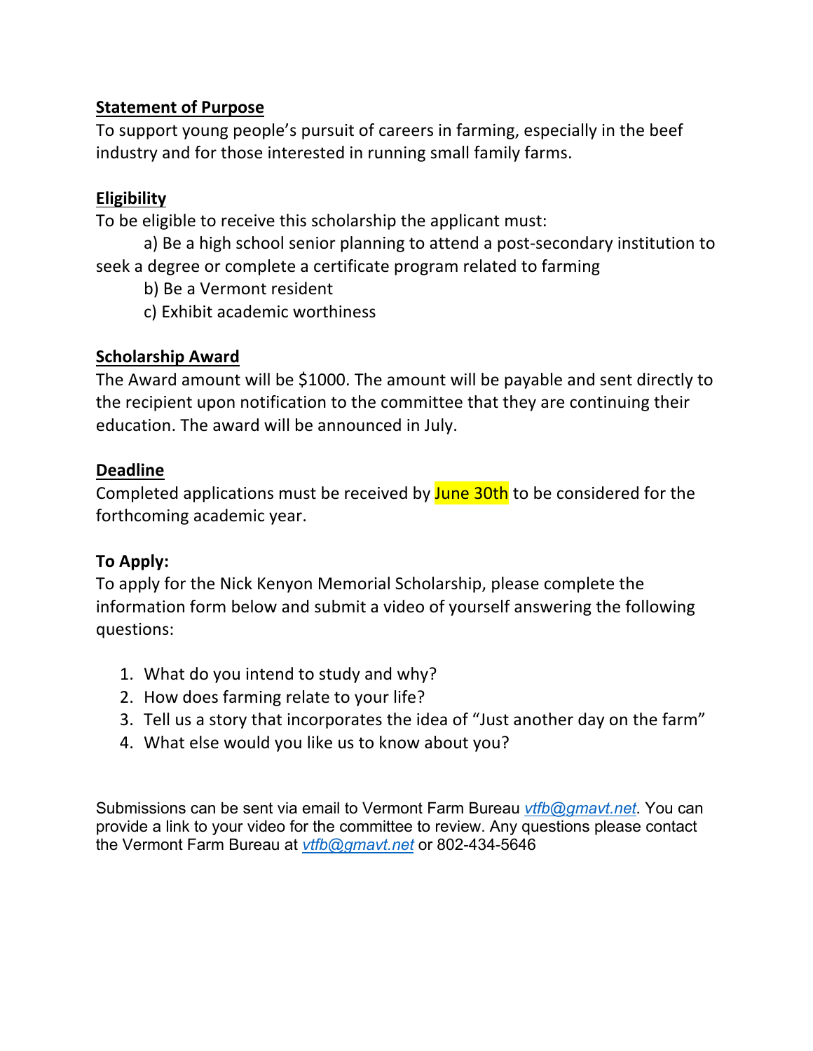## Statement of Purpose

To support young people's pursuit of careers in farming, especially in the beef industry and for those interested in running small family farms.

## Eligibility

To be eligible to receive this scholarship the applicant must:

a) Be a high school senior planning to attend a post-secondary institution to seek a degree or complete a certificate program related to farming

b) Be a Vermont resident

c) Exhibit academic worthiness

## Scholarship Award

The Award amount will be $1000. The amount will be payable and sent directly to the recipient upon notification to the committee that they are continuing their education. The award will be announced in July.

## Deadline

Completed applications must be received by June 30th to be considered for the forthcoming academic year.

## To Apply:

To apply for the Nick Kenyon Memorial Scholarship, please complete the information form below and submit a video of yourself answering the following questions:

1. What do you intend to study and why?
2. How does farming relate to your life?
3. Tell us a story that incorporates the idea of "Just another day on the farm"
4. What else would you like us to know about you?

Submissions can be sent via email to Vermont Farm Bureau *vtfb@gmavt.net*. You can provide a link to your video for the committee to review. Any questions please contact the Vermont Farm Bureau at *vtfb@gmavt.net* or 802-434-5646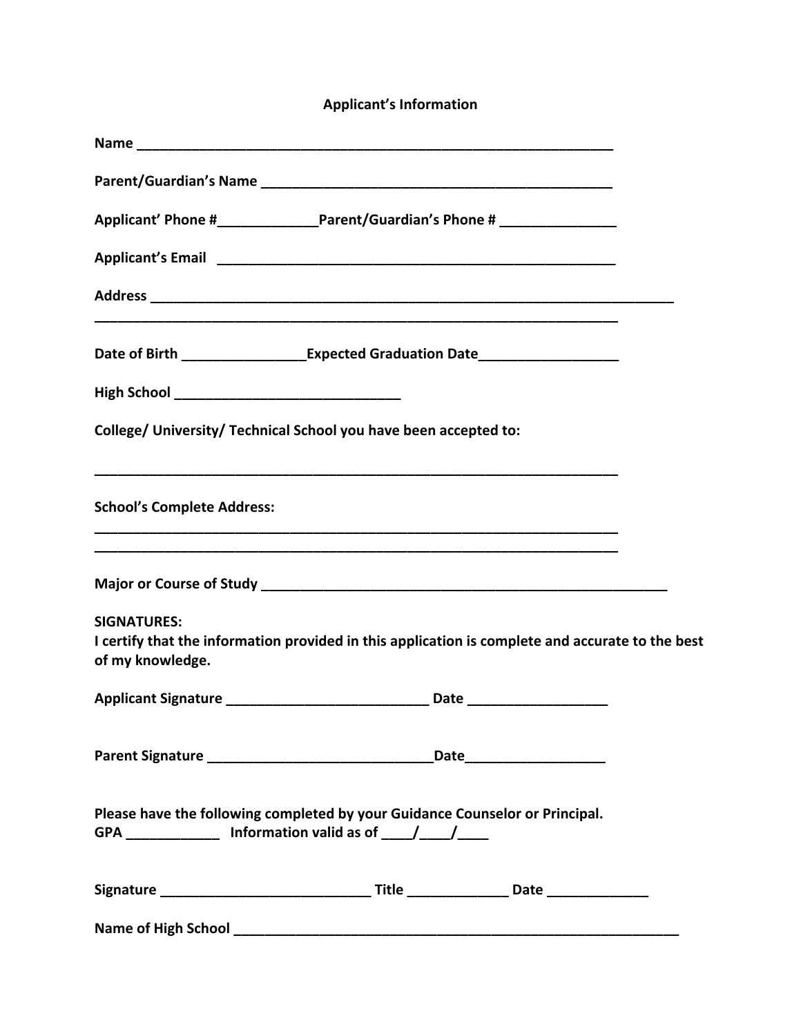## Applicant's Information

**Name** ____________________________________________________________

**Parent/Guardian's Name** ________________________________________

**Applicant' Phone #**____________**Parent/Guardian's Phone #** ______________

**Applicant's Email** ______________________________________________

**Address** ________________________________________________________________

________________________________________________________________

**Date of Birth** _______________**Expected Graduation Date**________________

**High School** ___________________________

**College/ University/ Technical School you have been accepted to:**

________________________________________________________________

**School's Complete Address:**

________________________________________________________________

________________________________________________________________

**Major or Course of Study** ______________________________________________

**SIGNATURES:**

**I certify that the information provided in this application is complete and accurate to the best of my knowledge.**

**Applicant Signature** ________________________ **Date** ________________

**Parent Signature** ___________________________**Date**________________

**Please have the following completed by your Guidance Counselor or Principal.**

**GPA** ___________ **Information valid as of** ____/____/____

**Signature** _________________________ **Title** ____________ **Date** ____________

**Name of High School** _______________________________________________________